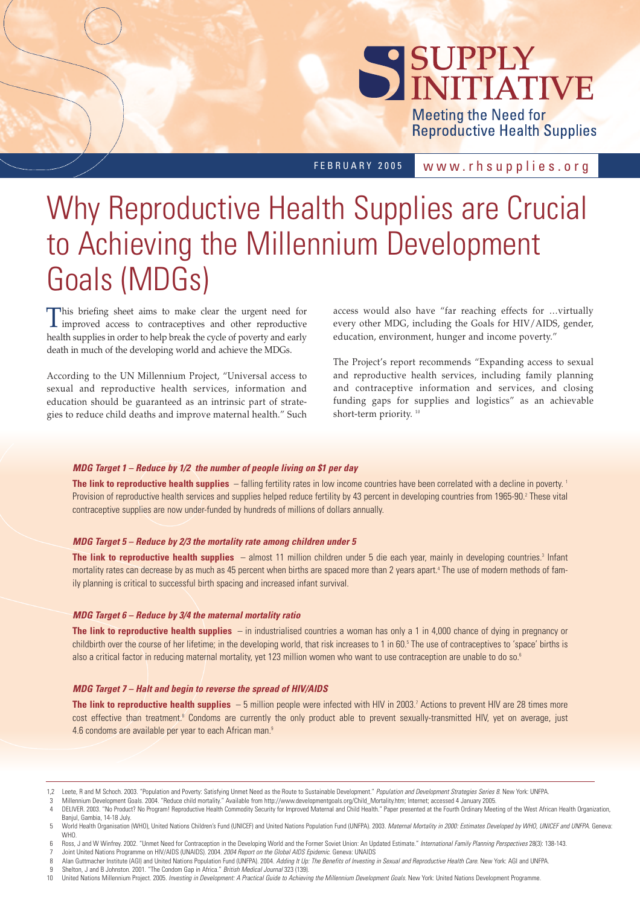SUPPLY INITIATIVE

Meeting the Need for Reproductive Health Supplies

FEBRUARY 2005 www.rhsupplies.org

# Why Reproductive Health Supplies are Crucial to Achieving the Millennium Development Goals (MDGs)

This briefing sheet aims to make clear the urgent need for improved access to contraceptives and other reproductive health supplies in order to help break the cycle of poverty and early death in much of the developing world and achieve the MDGs.

According to the UN Millennium Project, "Universal access to sexual and reproductive health services, information and education should be guaranteed as an intrinsic part of strategies to reduce child deaths and improve maternal health." Such access would also have "far reaching effects for …virtually every other MDG, including the Goals for HIV/AIDS, gender, education, environment, hunger and income poverty."

The Project's report recommends "Expanding access to sexual and reproductive health services, including family planning and contraceptive information and services, and closing funding gaps for supplies and logistics" as an achievable short-term priority. [10]

### *MDG Target 1 – Reduce by 1/2 the number of people living on $1 per day*

**The link to reproductive health supplies** – falling fertility rates in low income countries have been correlated with a decline in poverty. [1] Provision of reproductive health services and supplies helped reduce fertility by 43 percent in developing countries from 1965-90.[2] These vital contraceptive supplies are now under-funded by hundreds of millions of dollars annually.

### *MDG Target 5 – Reduce by 2/3 the mortality rate among children under 5*

**The link to reproductive health supplies** – almost 11 million children under 5 die each year, mainly in developing countries.[3] Infant mortality rates can decrease by as much as 45 percent when births are spaced more than 2 years apart.[4] The use of modern methods of family planning is critical to successful birth spacing and increased infant survival.

### *MDG Target 6 – Reduce by 3/4 the maternal mortality ratio*

**The link to reproductive health supplies** – in industrialised countries a woman has only a 1 in 4,000 chance of dying in pregnancy or childbirth over the course of her lifetime; in the developing world, that risk increases to 1 in 60.[5] The use of contraceptives to 'space' births is also a critical factor in reducing maternal mortality, yet 123 million women who want to use contraception are unable to do so.[6]

### *MDG Target 7 – Halt and begin to reverse the spread of HIV/AIDS*

**The link to reproductive health supplies** – 5 million people were infected with HIV in 2003.[7] Actions to prevent HIV are 28 times more cost effective than treatment.[8] Condoms are currently the only product able to prevent sexually-transmitted HIV, yet on average, just 4.6 condoms are available per year to each African man.[9]

---

1,2 Leete, R and M Schoch. 2003. "Population and Poverty: Satisfying Unmet Need as the Route to Sustainable Development." *Population and Development Strategies Series 8.* New York: UNFPA.

3 Millennium Development Goals. 2004. "Reduce child mortality." Available from http://www.developmentgoals.org/Child_Mortality.htm; Internet; accessed 4 January 2005.

4 DELIVER. 2003. "No Product? No Program! Reproductive Health Commodity Security for Improved Maternal and Child Health." Paper presented at the Fourth Ordinary Meeting of the West African Health Organization, Banjul, Gambia, 14-18 July.

5 World Health Organisation (WHO), United Nations Children's Fund (UNICEF) and United Nations Population Fund (UNFPA). 2003. *Maternal Mortality in 2000: Estimates Developed by WHO, UNICEF and UNFPA.* Geneva: WHO.

6 Ross, J and W Winfrey. 2002. "Unmet Need for Contraception in the Developing World and the Former Soviet Union: An Updated Estimate." *International Family Planning Perspectives* 28(3): 138-143.

7 Joint United Nations Programme on HIV/AIDS (UNAIDS). 2004. *2004 Report on the Global AIDS Epidemic.* Geneva: UNAIDS

8 Alan Guttmacher Institute (AGI) and United Nations Population Fund (UNFPA). 2004. *Adding It Up: The Benefits of Investing in Sexual and Reproductive Health Care.* New York: AGI and UNFPA.

9 Shelton, J and B Johnston. 2001. "The Condom Gap in Africa." *British Medical Journal* 323 (139).

10 United Nations Millennium Project. 2005. *Investing in Development: A Practical Guide to Achieving the Millennium Development Goals.* New York: United Nations Development Programme.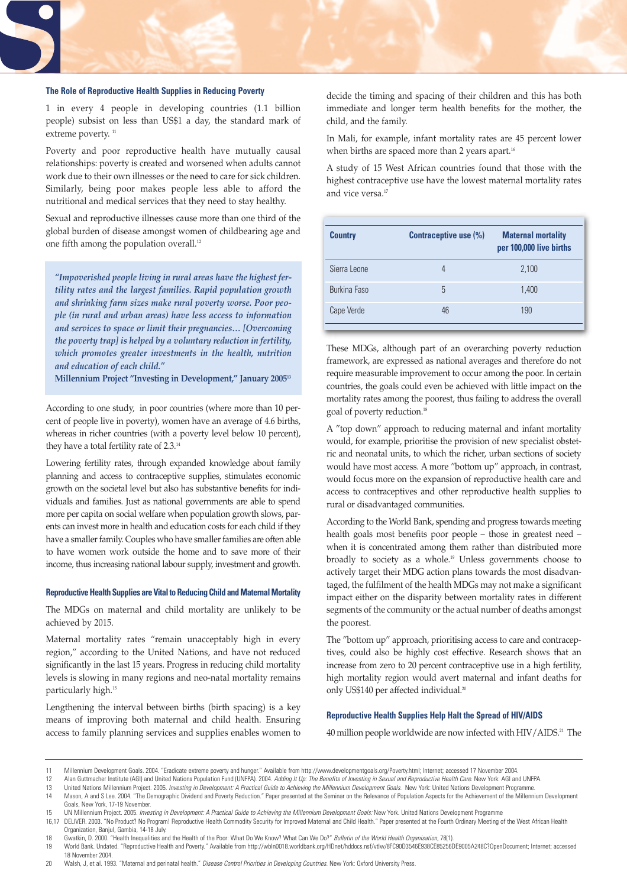## The Role of Reproductive Health Supplies in Reducing Poverty

1 in every 4 people in developing countries (1.1 billion people) subsist on less than US$1 a day, the standard mark of extreme poverty. [11]

Poverty and poor reproductive health have mutually causal relationships: poverty is created and worsened when adults cannot work due to their own illnesses or the need to care for sick children. Similarly, being poor makes people less able to afford the nutritional and medical services that they need to stay healthy.

Sexual and reproductive illnesses cause more than one third of the global burden of disease amongst women of childbearing age and one fifth among the population overall.[12]

> *"Impoverished people living in rural areas have the highest fertility rates and the largest families. Rapid population growth and shrinking farm sizes make rural poverty worse. Poor people (in rural and urban areas) have less access to information and services to space or limit their pregnancies… [Overcoming the poverty trap] is helped by a voluntary reduction in fertility, which promotes greater investments in the health, nutrition and education of each child."*
>
> **Millennium Project "Investing in Development," January 2005**[13]

According to one study, in poor countries (where more than 10 percent of people live in poverty), women have an average of 4.6 births, whereas in richer countries (with a poverty level below 10 percent), they have a total fertility rate of 2.3.[14]

Lowering fertility rates, through expanded knowledge about family planning and access to contraceptive supplies, stimulates economic growth on the societal level but also has substantive benefits for individuals and families. Just as national governments are able to spend more per capita on social welfare when population growth slows, parents can invest more in health and education costs for each child if they have a smaller family. Couples who have smaller families are often able to have women work outside the home and to save more of their income, thus increasing national labour supply, investment and growth.

## Reproductive Health Supplies are Vital to Reducing Child and Maternal Mortality

The MDGs on maternal and child mortality are unlikely to be achieved by 2015.

Maternal mortality rates "remain unacceptably high in every region," according to the United Nations, and have not reduced significantly in the last 15 years. Progress in reducing child mortality levels is slowing in many regions and neo-natal mortality remains particularly high.[15]

Lengthening the interval between births (birth spacing) is a key means of improving both maternal and child health. Ensuring access to family planning services and supplies enables women to decide the timing and spacing of their children and this has both immediate and longer term health benefits for the mother, the child, and the family.

In Mali, for example, infant mortality rates are 45 percent lower when births are spaced more than 2 years apart.[16]

A study of 15 West African countries found that those with the highest contraceptive use have the lowest maternal mortality rates and vice versa.[17]

| Country | Contraceptive use (%) | Maternal mortality per 100,000 live births |
|---|---|---|
| Sierra Leone | 4 | 2,100 |
| Burkina Faso | 5 | 1,400 |
| Cape Verde | 46 | 190 |

These MDGs, although part of an overarching poverty reduction framework, are expressed as national averages and therefore do not require measurable improvement to occur among the poor. In certain countries, the goals could even be achieved with little impact on the mortality rates among the poorest, thus failing to address the overall goal of poverty reduction.[18]

A "top down" approach to reducing maternal and infant mortality would, for example, prioritise the provision of new specialist obstetric and neonatal units, to which the richer, urban sections of society would have most access. A more "bottom up" approach, in contrast, would focus more on the expansion of reproductive health care and access to contraceptives and other reproductive health supplies to rural or disadvantaged communities.

According to the World Bank, spending and progress towards meeting health goals most benefits poor people – those in greatest need – when it is concentrated among them rather than distributed more broadly to society as a whole.[19] Unless governments choose to actively target their MDG action plans towards the most disadvantaged, the fulfilment of the health MDGs may not make a significant impact either on the disparity between mortality rates in different segments of the community or the actual number of deaths amongst the poorest.

The "bottom up" approach, prioritising access to care and contraceptives, could also be highly cost effective. Research shows that an increase from zero to 20 percent contraceptive use in a high fertility, high mortality region would avert maternal and infant deaths for only US$140 per affected individual.[20]

## Reproductive Health Supplies Help Halt the Spread of HIV/AIDS

40 million people worldwide are now infected with HIV/AIDS.[21] The

---

11 Millennium Development Goals. 2004. "Eradicate extreme poverty and hunger." Available from http://www.developmentgoals.org/Poverty.html; Internet; accessed 17 November 2004.

12 Alan Guttmacher Institute (AGI) and United Nations Population Fund (UNFPA). 2004. *Adding It Up: The Benefits of Investing in Sexual and Reproductive Health Care.* New York: AGI and UNFPA.

13 United Nations Millennium Project. 2005. *Investing in Development: A Practical Guide to Achieving the Millennium Development Goals.* New York: United Nations Development Programme.

14 Mason, A and S Lee. 2004. "The Demographic Dividend and Poverty Reduction." Paper presented at the Seminar on the Relevance of Population Aspects for the Achievement of the Millennium Development Goals, New York, 17-19 November.

15 UN Millennium Project. 2005. *Investing in Development: A Practical Guide to Achieving the Millennium Development Goals:* New York. United Nations Development Programme

16,17 DELIVER. 2003. "No Product? No Program! Reproductive Health Commodity Security for Improved Maternal and Child Health." Paper presented at the Fourth Ordinary Meeting of the West African Health Organization, Banjul, Gambia, 14-18 July.

18 Gwatkin, D. 2000. "Health Inequalities and the Health of the Poor: What Do We Know? What Can We Do?" *Bulletin of the World Health Organisation*, 78(1).

19 World Bank. Undated. "Reproductive Health and Poverty." Available from http://wbln0018.worldbank.org/HDnet/hddocs.nsf/vtlw/8FC90D3546E938CE85256DE9005A248C?OpenDocument; Internet; accessed 18 November 2004.

20 Walsh, J, et al. 1993. "Maternal and perinatal health." *Disease Control Priorities in Developing Countries.* New York: Oxford University Press.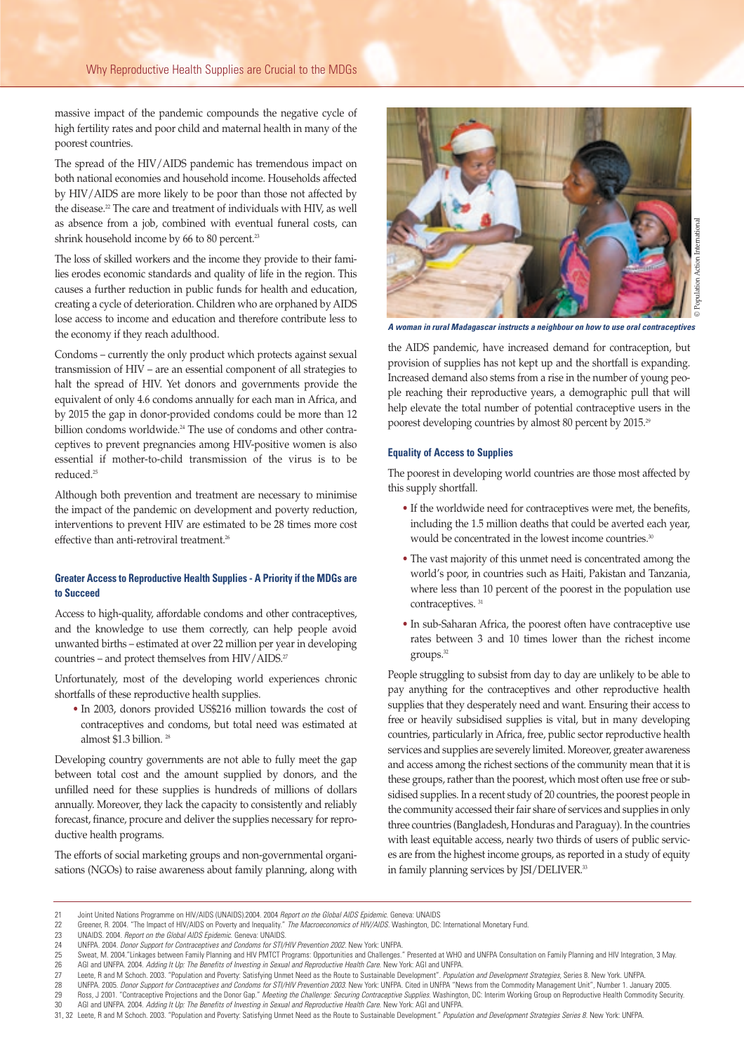massive impact of the pandemic compounds the negative cycle of high fertility rates and poor child and maternal health in many of the poorest countries.

The spread of the HIV/AIDS pandemic has tremendous impact on both national economies and household income. Households affected by HIV/AIDS are more likely to be poor than those not affected by the disease.[22] The care and treatment of individuals with HIV, as well as absence from a job, combined with eventual funeral costs, can shrink household income by 66 to 80 percent.[23]

The loss of skilled workers and the income they provide to their families erodes economic standards and quality of life in the region. This causes a further reduction in public funds for health and education, creating a cycle of deterioration. Children who are orphaned by AIDS lose access to income and education and therefore contribute less to the economy if they reach adulthood.

Condoms – currently the only product which protects against sexual transmission of HIV – are an essential component of all strategies to halt the spread of HIV. Yet donors and governments provide the equivalent of only 4.6 condoms annually for each man in Africa, and by 2015 the gap in donor-provided condoms could be more than 12 billion condoms worldwide.[24] The use of condoms and other contraceptives to prevent pregnancies among HIV-positive women is also essential if mother-to-child transmission of the virus is to be reduced.[25]

Although both prevention and treatment are necessary to minimise the impact of the pandemic on development and poverty reduction, interventions to prevent HIV are estimated to be 28 times more cost effective than anti-retroviral treatment.[26]

#### Greater Access to Reproductive Health Supplies - A Priority if the MDGs are to Succeed

Access to high-quality, affordable condoms and other contraceptives, and the knowledge to use them correctly, can help people avoid unwanted births – estimated at over 22 million per year in developing countries – and protect themselves from HIV/AIDS.[27]

Unfortunately, most of the developing world experiences chronic shortfalls of these reproductive health supplies.

- In 2003, donors provided US$216 million towards the cost of contraceptives and condoms, but total need was estimated at almost $1.3 billion.[28]

Developing country governments are not able to fully meet the gap between total cost and the amount supplied by donors, and the unfilled need for these supplies is hundreds of millions of dollars annually. Moreover, they lack the capacity to consistently and reliably forecast, finance, procure and deliver the supplies necessary for reproductive health programs.

The efforts of social marketing groups and non-governmental organisations (NGOs) to raise awareness about family planning, along with the AIDS pandemic, have increased demand for contraception, but provision of supplies has not kept up and the shortfall is expanding. Increased demand also stems from a rise in the number of young people reaching their reproductive years, a demographic pull that will help elevate the total number of potential contraceptive users in the poorest developing countries by almost 80 percent by 2015.[29]

*A woman in rural Madagascar instructs a neighbour on how to use oral contraceptives*

© Population Action International

#### Equality of Access to Supplies

The poorest in developing world countries are those most affected by this supply shortfall.

- If the worldwide need for contraceptives were met, the benefits, including the 1.5 million deaths that could be averted each year, would be concentrated in the lowest income countries.[30]
- The vast majority of this unmet need is concentrated among the world's poor, in countries such as Haiti, Pakistan and Tanzania, where less than 10 percent of the poorest in the population use contraceptives.[31]
- In sub-Saharan Africa, the poorest often have contraceptive use rates between 3 and 10 times lower than the richest income groups.[32]

People struggling to subsist from day to day are unlikely to be able to pay anything for the contraceptives and other reproductive health supplies that they desperately need and want. Ensuring their access to free or heavily subsidised supplies is vital, but in many developing countries, particularly in Africa, free, public sector reproductive health services and supplies are severely limited. Moreover, greater awareness and access among the richest sections of the community mean that it is these groups, rather than the poorest, which most often use free or subsidised supplies. In a recent study of 20 countries, the poorest people in the community accessed their fair share of services and supplies in only three countries (Bangladesh, Honduras and Paraguay). In the countries with least equitable access, nearly two thirds of users of public services are from the highest income groups, as reported in a study of equity in family planning services by JSI/DELIVER.[33]

---

21 Joint United Nations Programme on HIV/AIDS (UNAIDS).2004. 2004 *Report on the Global AIDS Epidemic*. Geneva: UNAIDS

22 Greener, R. 2004. "The Impact of HIV/AIDS on Poverty and Inequality." *The Macroeconomics of HIV/AIDS*. Washington, DC: International Monetary Fund.

23 UNAIDS. 2004. *Report on the Global AIDS Epidemic*. Geneva: UNAIDS.

24 UNFPA. 2004. *Donor Support for Contraceptives and Condoms for STI/HIV Prevention 2002*. New York: UNFPA.

25 Sweat, M. 2004."Linkages between Family Planning and HIV PMTCT Programs: Opportunities and Challenges." Presented at WHO and UNFPA Consultation on Family Planning and HIV Integration, 3 May.

26 AGI and UNFPA. 2004. *Adding It Up: The Benefits of Investing in Sexual and Reproductive Health Care*. New York: AGI and UNFPA.

27 Leete, R and M Schoch. 2003. "Population and Poverty: Satisfying Unmet Need as the Route to Sustainable Development". *Population and Development Strategies*, Series 8. New York. UNFPA.

28 UNFPA. 2005. *Donor Support for Contraceptives and Condoms for STI/HIV Prevention 2003*. New York: UNFPA. Cited in UNFPA "News from the Commodity Management Unit", Number 1. January 2005.

29 Ross, J 2001. "Contraceptive Projections and the Donor Gap." *Meeting the Challenge: Securing Contraceptive Supplies*. Washington, DC: Interim Working Group on Reproductive Health Commodity Security.

30 AGI and UNFPA. 2004. *Adding It Up: The Benefits of Investing in Sexual and Reproductive Health Care*. New York: AGI and UNFPA.

31, 32 Leete, R and M Schoch. 2003. "Population and Poverty: Satisfying Unmet Need as the Route to Sustainable Development." *Population and Development Strategies Series 8*. New York: UNFPA.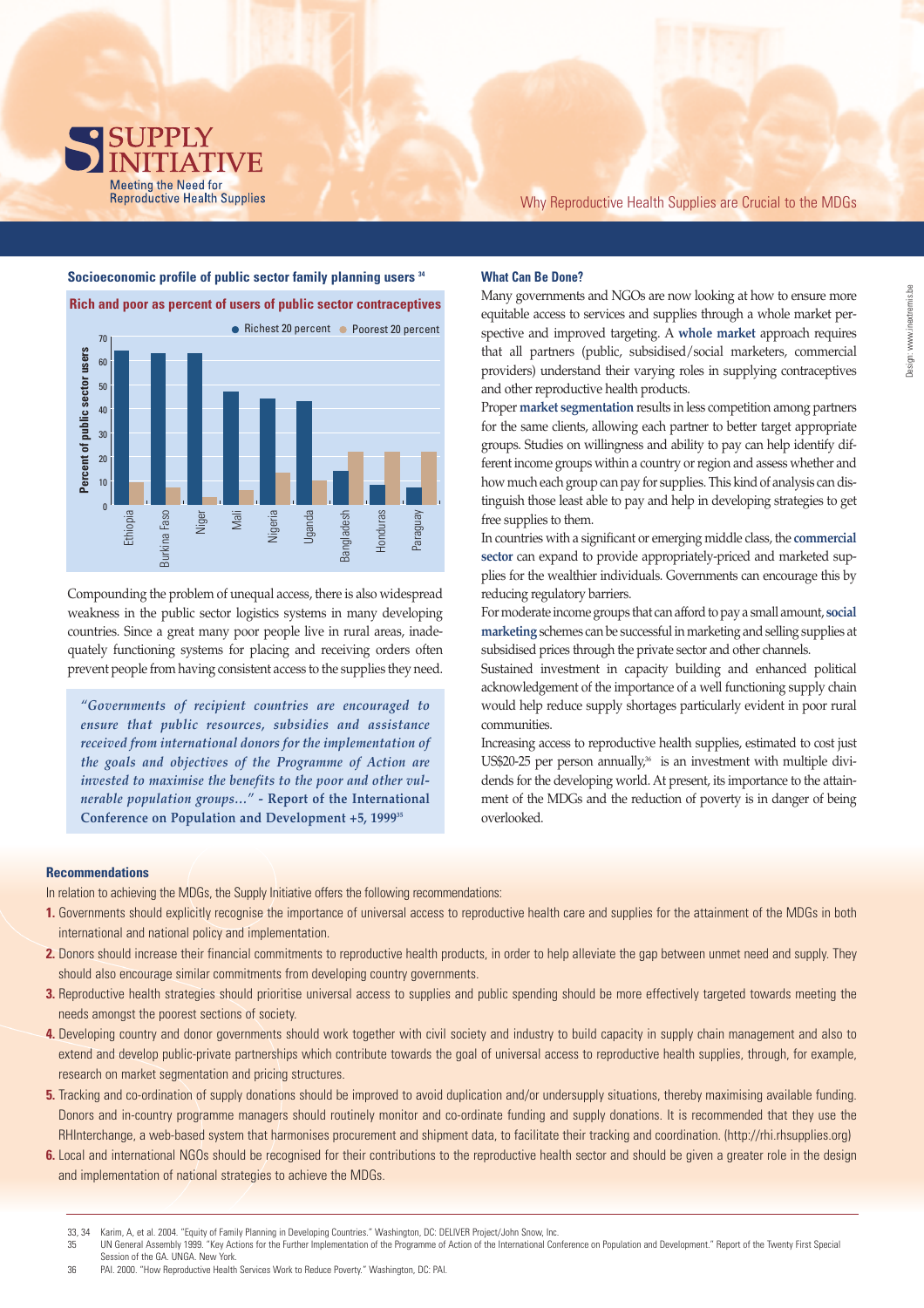# SUPPLY INITIATIVE

Meeting the Need for Reproductive Health Supplies

Why Reproductive Health Supplies are Crucial to the MDGs

**Socioeconomic profile of public sector family planning users** [34]

**Rich and poor as percent of users of public sector contraceptives**

Richest 20 percent
Poorest 20 percent

Percent of public sector users

0
10
20
30
40
50
60
70

Ethiopia
Burkina Faso
Niger
Mali
Nigeria
Uganda
Bangladesh
Honduras
Paraguay

Compounding the problem of unequal access, there is also widespread weakness in the public sector logistics systems in many developing countries. Since a great many poor people live in rural areas, inadequately functioning systems for placing and receiving orders often prevent people from having consistent access to the supplies they need.

> *"Governments of recipient countries are encouraged to ensure that public resources, subsidies and assistance received from international donors for the implementation of the goals and objectives of the Programme of Action are invested to maximise the benefits to the poor and other vulnerable population groups..."* **- Report of the International Conference on Population and Development +5, 1999**[35]

### What Can Be Done?

Many governments and NGOs are now looking at how to ensure more equitable access to services and supplies through a whole market perspective and improved targeting. A **whole market** approach requires that all partners (public, subsidised/social marketers, commercial providers) understand their varying roles in supplying contraceptives and other reproductive health products.

Proper **market segmentation** results in less competition among partners for the same clients, allowing each partner to better target appropriate groups. Studies on willingness and ability to pay can help identify different income groups within a country or region and assess whether and how much each group can pay for supplies. This kind of analysis can distinguish those least able to pay and help in developing strategies to get free supplies to them.

In countries with a significant or emerging middle class, the **commercial sector** can expand to provide appropriately-priced and marketed supplies for the wealthier individuals. Governments can encourage this by reducing regulatory barriers.

For moderate income groups that can afford to pay a small amount, **social marketing** schemes can be successful in marketing and selling supplies at subsidised prices through the private sector and other channels.

Sustained investment in capacity building and enhanced political acknowledgement of the importance of a well functioning supply chain would help reduce supply shortages particularly evident in poor rural communities.

Increasing access to reproductive health supplies, estimated to cost just US$20-25 per person annually,[36] is an investment with multiple dividends for the developing world. At present, its importance to the attainment of the MDGs and the reduction of poverty is in danger of being overlooked.

### Recommendations

In relation to achieving the MDGs, the Supply Initiative offers the following recommendations:

1. Governments should explicitly recognise the importance of universal access to reproductive health care and supplies for the attainment of the MDGs in both international and national policy and implementation.
2. Donors should increase their financial commitments to reproductive health products, in order to help alleviate the gap between unmet need and supply. They should also encourage similar commitments from developing country governments.
3. Reproductive health strategies should prioritise universal access to supplies and public spending should be more effectively targeted towards meeting the needs amongst the poorest sections of society.
4. Developing country and donor governments should work together with civil society and industry to build capacity in supply chain management and also to extend and develop public-private partnerships which contribute towards the goal of universal access to reproductive health supplies, through, for example, research on market segmentation and pricing structures.
5. Tracking and co-ordination of supply donations should be improved to avoid duplication and/or undersupply situations, thereby maximising available funding. Donors and in-country programme managers should routinely monitor and co-ordinate funding and supply donations. It is recommended that they use the RHInterchange, a web-based system that harmonises procurement and shipment data, to facilitate their tracking and coordination. (http://rhi.rhsupplies.org)
6. Local and international NGOs should be recognised for their contributions to the reproductive health sector and should be given a greater role in the design and implementation of national strategies to achieve the MDGs.

---

33, 34 Karim, A, et al. 2004. "Equity of Family Planning in Developing Countries." Washington, DC: DELIVER Project/John Snow, Inc.

35 UN General Assembly 1999. "Key Actions for the Further Implementation of the Programme of Action of the International Conference on Population and Development." Report of the Twenty First Special Session of the GA. UNGA. New York.

36 PAI. 2000. "How Reproductive Health Services Work to Reduce Poverty." Washington, DC: PAI.

Design: www.inextremis.be